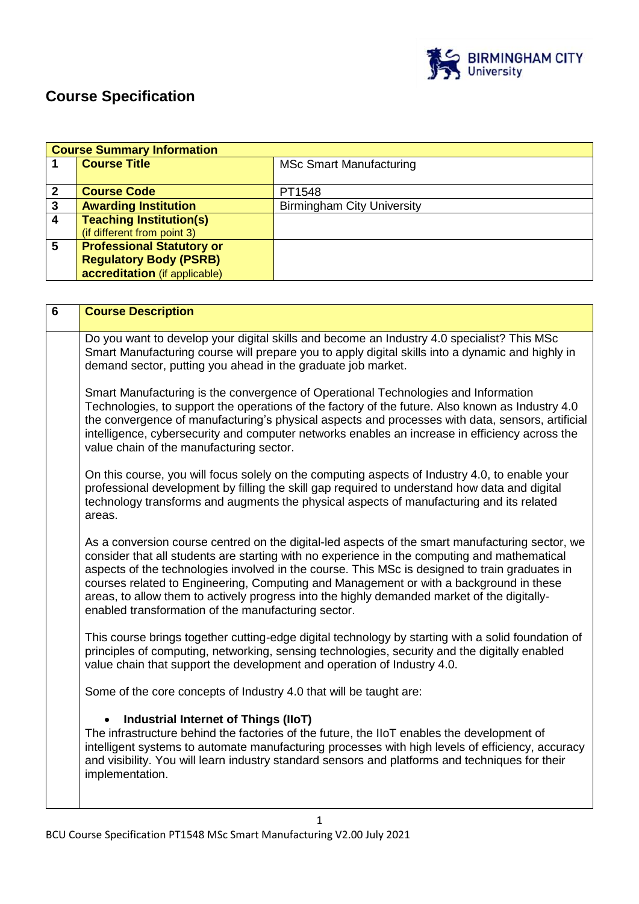# Course Specification

| Course Summary Information | | |
|---|---|---|
| 1 | **Course Title** | MSc Smart Manufacturing |
| 2 | **Course Code** | PT1548 |
| 3 | **Awarding Institution** | Birmingham City University |
| 4 | **Teaching Institution(s)** (if different from point 3) | |
| 5 | **Professional Statutory or Regulatory Body (PSRB) accreditation** (if applicable) | |

| 6 | **Course Description** |
|---|---|

Do you want to develop your digital skills and become an Industry 4.0 specialist? This MSc Smart Manufacturing course will prepare you to apply digital skills into a dynamic and highly in demand sector, putting you ahead in the graduate job market.

Smart Manufacturing is the convergence of Operational Technologies and Information Technologies, to support the operations of the factory of the future. Also known as Industry 4.0 the convergence of manufacturing's physical aspects and processes with data, sensors, artificial intelligence, cybersecurity and computer networks enables an increase in efficiency across the value chain of the manufacturing sector.

On this course, you will focus solely on the computing aspects of Industry 4.0, to enable your professional development by filling the skill gap required to understand how data and digital technology transforms and augments the physical aspects of manufacturing and its related areas.

As a conversion course centred on the digital-led aspects of the smart manufacturing sector, we consider that all students are starting with no experience in the computing and mathematical aspects of the technologies involved in the course. This MSc is designed to train graduates in courses related to Engineering, Computing and Management or with a background in these areas, to allow them to actively progress into the highly demanded market of the digitally-enabled transformation of the manufacturing sector.

This course brings together cutting-edge digital technology by starting with a solid foundation of principles of computing, networking, sensing technologies, security and the digitally enabled value chain that support the development and operation of Industry 4.0.

Some of the core concepts of Industry 4.0 that will be taught are:

- **Industrial Internet of Things (IIoT)**

The infrastructure behind the factories of the future, the IIoT enables the development of intelligent systems to automate manufacturing processes with high levels of efficiency, accuracy and visibility. You will learn industry standard sensors and platforms and techniques for their implementation.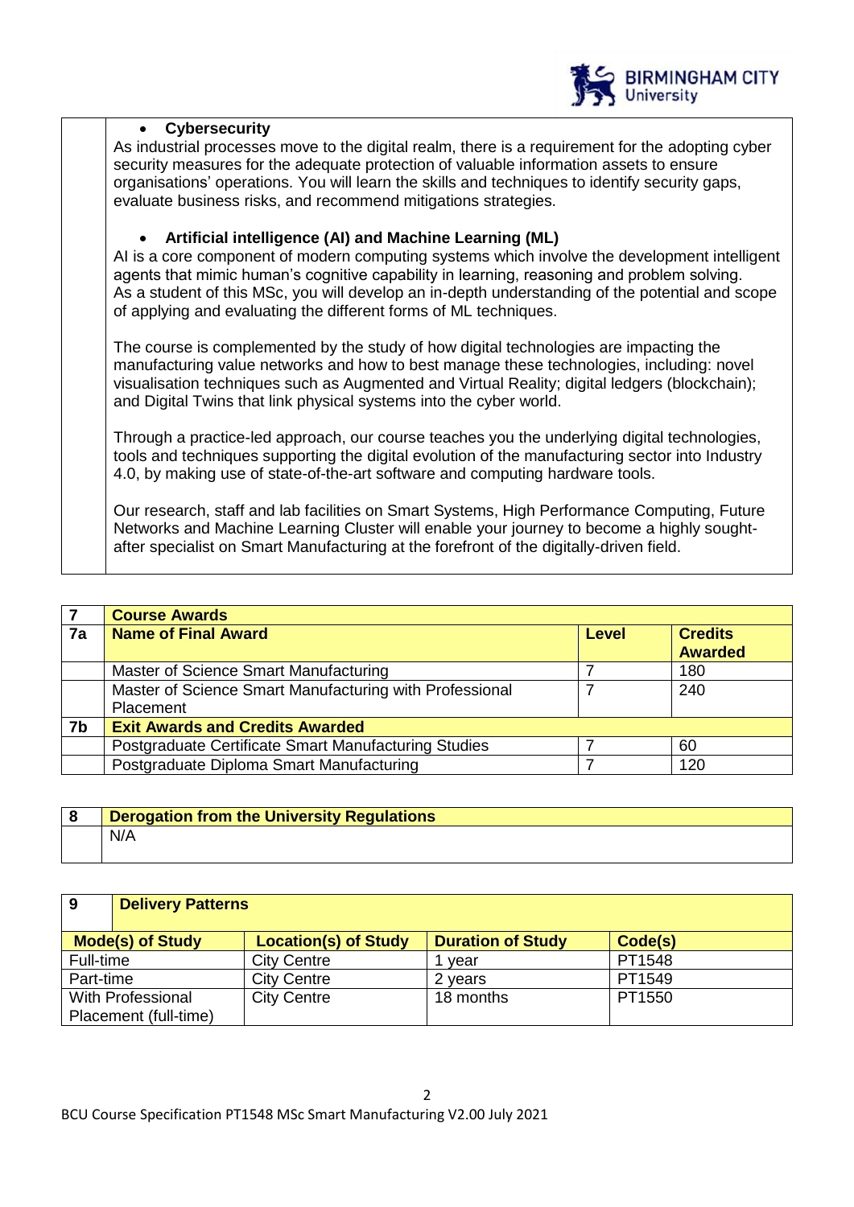- **Cybersecurity**

As industrial processes move to the digital realm, there is a requirement for the adopting cyber security measures for the adequate protection of valuable information assets to ensure organisations' operations. You will learn the skills and techniques to identify security gaps, evaluate business risks, and recommend mitigations strategies.

- **Artificial intelligence (AI) and Machine Learning (ML)**

AI is a core component of modern computing systems which involve the development intelligent agents that mimic human's cognitive capability in learning, reasoning and problem solving. As a student of this MSc, you will develop an in-depth understanding of the potential and scope of applying and evaluating the different forms of ML techniques.

The course is complemented by the study of how digital technologies are impacting the manufacturing value networks and how to best manage these technologies, including: novel visualisation techniques such as Augmented and Virtual Reality; digital ledgers (blockchain); and Digital Twins that link physical systems into the cyber world.

Through a practice-led approach, our course teaches you the underlying digital technologies, tools and techniques supporting the digital evolution of the manufacturing sector into Industry 4.0, by making use of state-of-the-art software and computing hardware tools.

Our research, staff and lab facilities on Smart Systems, High Performance Computing, Future Networks and Machine Learning Cluster will enable your journey to become a highly sought-after specialist on Smart Manufacturing at the forefront of the digitally-driven field.

| 7 | **Course Awards** | | |
|---|---|---|---|
| **7a** | **Name of Final Award** | **Level** | **Credits Awarded** |
| | Master of Science Smart Manufacturing | 7 | 180 |
| | Master of Science Smart Manufacturing with Professional Placement | 7 | 240 |
| **7b** | **Exit Awards and Credits Awarded** | | |
| | Postgraduate Certificate Smart Manufacturing Studies | 7 | 60 |
| | Postgraduate Diploma Smart Manufacturing | 7 | 120 |

| 8 | **Derogation from the University Regulations** |
|---|---|
| | N/A |

| 9 | **Delivery Patterns** | | |
|---|---|---|---|
| **Mode(s) of Study** | **Location(s) of Study** | **Duration of Study** | **Code(s)** |
| Full-time | City Centre | 1 year | PT1548 |
| Part-time | City Centre | 2 years | PT1549 |
| With Professional Placement (full-time) | City Centre | 18 months | PT1550 |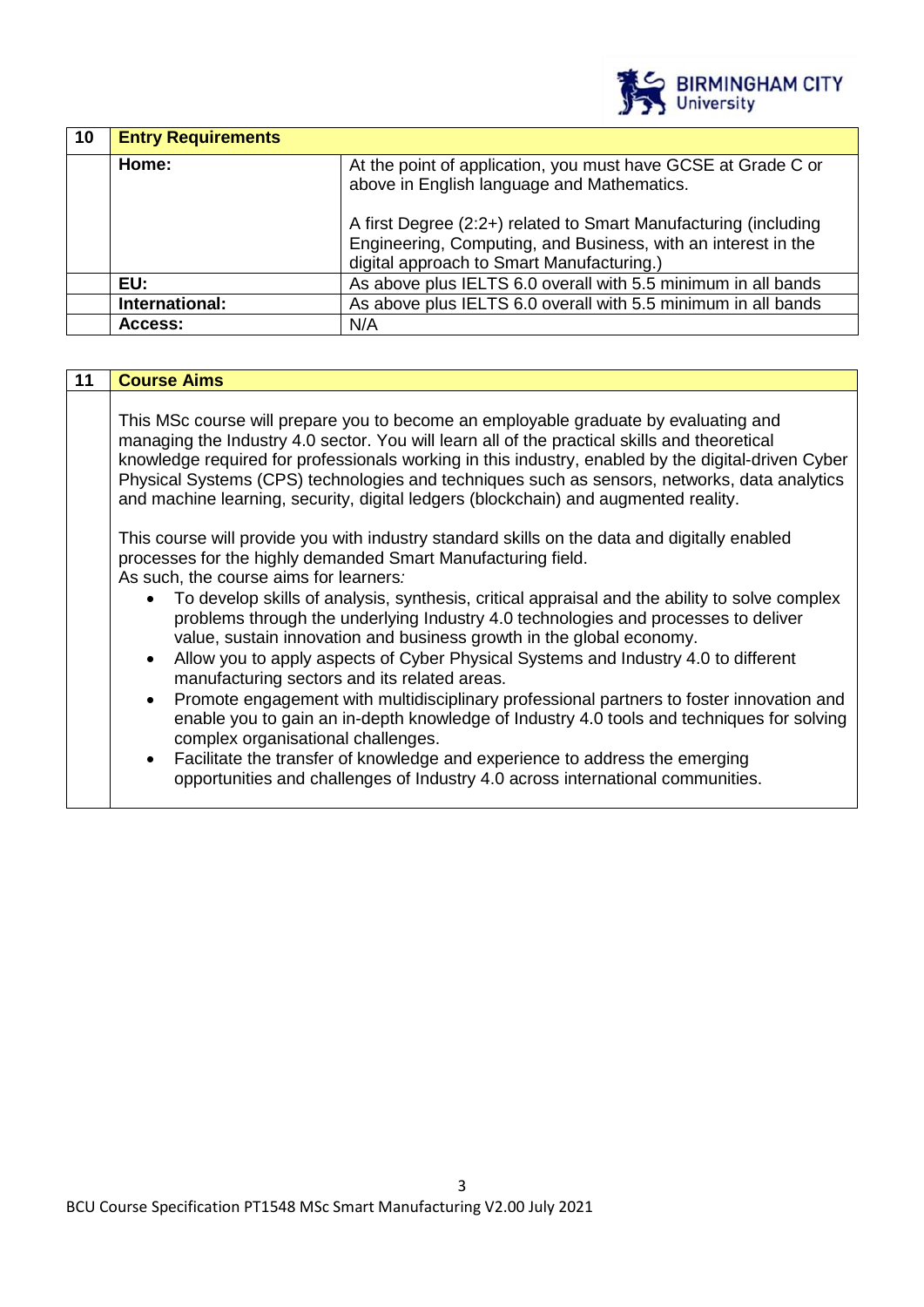| 10 | **Entry Requirements** | |
|---|---|---|
| | **Home:** | At the point of application, you must have GCSE at Grade C or above in English language and Mathematics.<br><br>A first Degree (2:2+) related to Smart Manufacturing (including Engineering, Computing, and Business, with an interest in the digital approach to Smart Manufacturing.) |
| | **EU:** | As above plus IELTS 6.0 overall with 5.5 minimum in all bands |
| | **International:** | As above plus IELTS 6.0 overall with 5.5 minimum in all bands |
| | **Access:** | N/A |

| 11 | **Course Aims** |
|---|---|

This MSc course will prepare you to become an employable graduate by evaluating and managing the Industry 4.0 sector. You will learn all of the practical skills and theoretical knowledge required for professionals working in this industry, enabled by the digital-driven Cyber Physical Systems (CPS) technologies and techniques such as sensors, networks, data analytics and machine learning, security, digital ledgers (blockchain) and augmented reality.

This course will provide you with industry standard skills on the data and digitally enabled processes for the highly demanded Smart Manufacturing field.
As such, the course aims for learners*:*

- To develop skills of analysis, synthesis, critical appraisal and the ability to solve complex problems through the underlying Industry 4.0 technologies and processes to deliver value, sustain innovation and business growth in the global economy.
- Allow you to apply aspects of Cyber Physical Systems and Industry 4.0 to different manufacturing sectors and its related areas.
- Promote engagement with multidisciplinary professional partners to foster innovation and enable you to gain an in-depth knowledge of Industry 4.0 tools and techniques for solving complex organisational challenges.
- Facilitate the transfer of knowledge and experience to address the emerging opportunities and challenges of Industry 4.0 across international communities.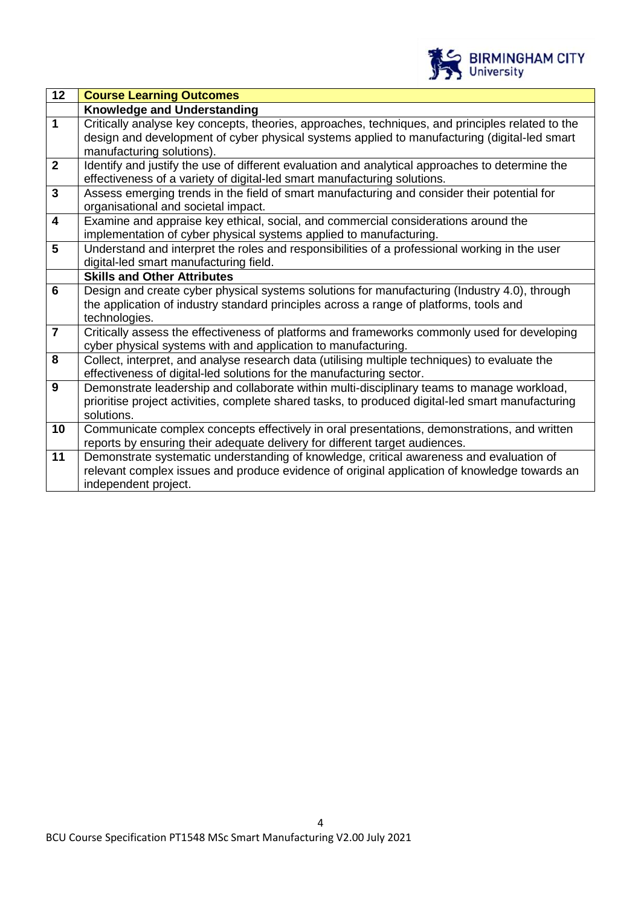| 12 | **Course Learning Outcomes** |
|---|---|
| | **Knowledge and Understanding** |
| **1** | Critically analyse key concepts, theories, approaches, techniques, and principles related to the design and development of cyber physical systems applied to manufacturing (digital-led smart manufacturing solutions). |
| **2** | Identify and justify the use of different evaluation and analytical approaches to determine the effectiveness of a variety of digital-led smart manufacturing solutions. |
| **3** | Assess emerging trends in the field of smart manufacturing and consider their potential for organisational and societal impact. |
| **4** | Examine and appraise key ethical, social, and commercial considerations around the implementation of cyber physical systems applied to manufacturing. |
| **5** | Understand and interpret the roles and responsibilities of a professional working in the user digital-led smart manufacturing field. |
| | **Skills and Other Attributes** |
| **6** | Design and create cyber physical systems solutions for manufacturing (Industry 4.0), through the application of industry standard principles across a range of platforms, tools and technologies. |
| **7** | Critically assess the effectiveness of platforms and frameworks commonly used for developing cyber physical systems with and application to manufacturing. |
| **8** | Collect, interpret, and analyse research data (utilising multiple techniques) to evaluate the effectiveness of digital-led solutions for the manufacturing sector. |
| **9** | Demonstrate leadership and collaborate within multi-disciplinary teams to manage workload, prioritise project activities, complete shared tasks, to produced digital-led smart manufacturing solutions. |
| **10** | Communicate complex concepts effectively in oral presentations, demonstrations, and written reports by ensuring their adequate delivery for different target audiences. |
| **11** | Demonstrate systematic understanding of knowledge, critical awareness and evaluation of relevant complex issues and produce evidence of original application of knowledge towards an independent project. |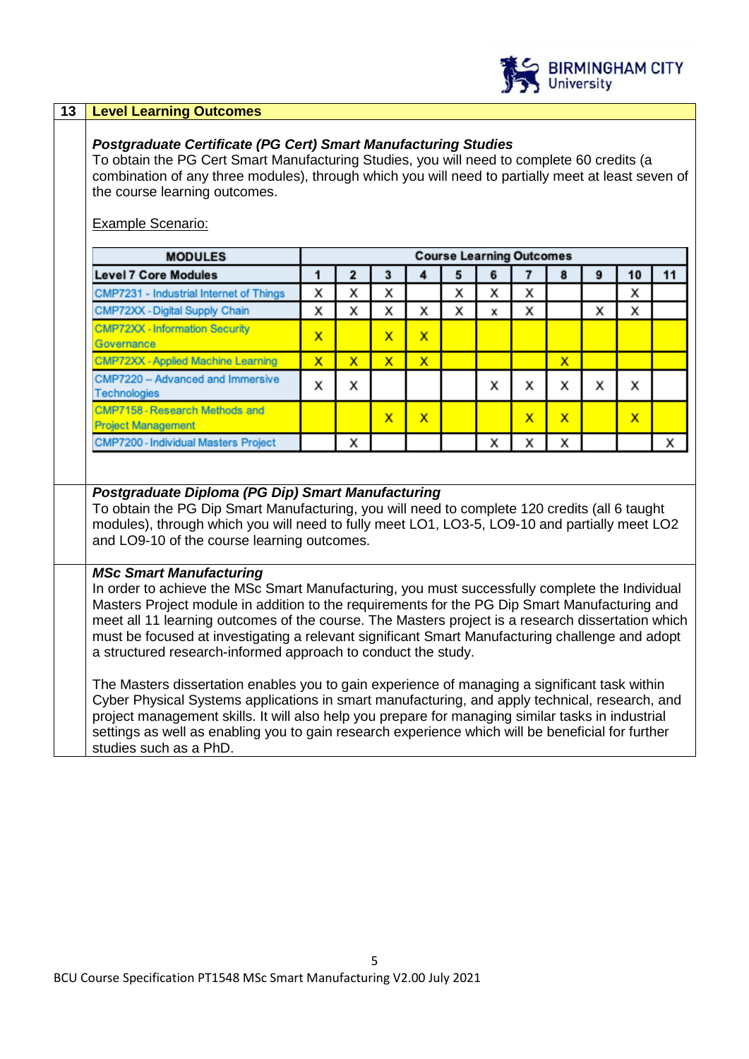## 13 Level Learning Outcomes

***Postgraduate Certificate (PG Cert) Smart Manufacturing Studies***

To obtain the PG Cert Smart Manufacturing Studies, you will need to complete 60 credits (a combination of any three modules), through which you will need to partially meet at least seven of the course learning outcomes.

Example Scenario:

| MODULES | Course Learning Outcomes | | | | | | | | | | |
|---|---|---|---|---|---|---|---|---|---|---|---|
| **Level 7 Core Modules** | **1** | **2** | **3** | **4** | **5** | **6** | **7** | **8** | **9** | **10** | **11** |
| CMP7231 - Industrial Internet of Things | X | X | X | | X | X | X | | | X | |
| CMP72XX - Digital Supply Chain | X | X | X | X | X | x | X | | X | X | |
| CMP72XX - Information Security Governance | X | | X | X | | | | | | | |
| CMP72XX - Applied Machine Learning | X | X | X | X | | | | X | | | |
| CMP7220 – Advanced and Immersive Technologies | X | X | | | | X | X | X | X | X | |
| CMP7158 - Research Methods and Project Management | | | X | X | | | X | X | | X | |
| CMP7200 - Individual Masters Project | | X | | | | X | X | X | | | X |

***Postgraduate Diploma (PG Dip) Smart Manufacturing***

To obtain the PG Dip Smart Manufacturing, you will need to complete 120 credits (all 6 taught modules), through which you will need to fully meet LO1, LO3-5, LO9-10 and partially meet LO2 and LO9-10 of the course learning outcomes.

***MSc Smart Manufacturing***

In order to achieve the MSc Smart Manufacturing, you must successfully complete the Individual Masters Project module in addition to the requirements for the PG Dip Smart Manufacturing and meet all 11 learning outcomes of the course. The Masters project is a research dissertation which must be focused at investigating a relevant significant Smart Manufacturing challenge and adopt a structured research-informed approach to conduct the study.

The Masters dissertation enables you to gain experience of managing a significant task within Cyber Physical Systems applications in smart manufacturing, and apply technical, research, and project management skills. It will also help you prepare for managing similar tasks in industrial settings as well as enabling you to gain research experience which will be beneficial for further studies such as a PhD.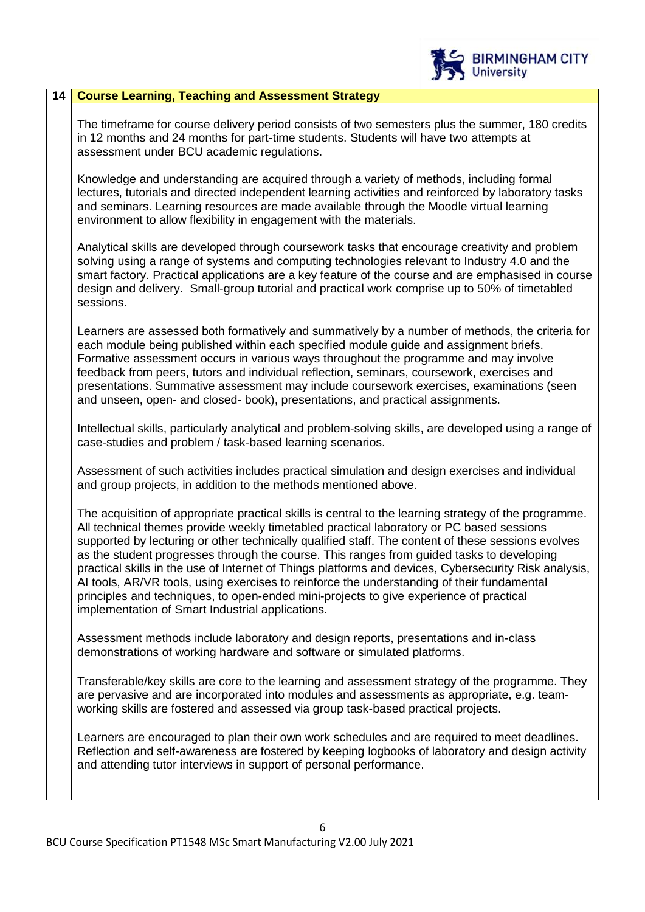## 14 Course Learning, Teaching and Assessment Strategy

The timeframe for course delivery period consists of two semesters plus the summer, 180 credits in 12 months and 24 months for part-time students. Students will have two attempts at assessment under BCU academic regulations.

Knowledge and understanding are acquired through a variety of methods, including formal lectures, tutorials and directed independent learning activities and reinforced by laboratory tasks and seminars. Learning resources are made available through the Moodle virtual learning environment to allow flexibility in engagement with the materials.

Analytical skills are developed through coursework tasks that encourage creativity and problem solving using a range of systems and computing technologies relevant to Industry 4.0 and the smart factory. Practical applications are a key feature of the course and are emphasised in course design and delivery. Small-group tutorial and practical work comprise up to 50% of timetabled sessions.

Learners are assessed both formatively and summatively by a number of methods, the criteria for each module being published within each specified module guide and assignment briefs. Formative assessment occurs in various ways throughout the programme and may involve feedback from peers, tutors and individual reflection, seminars, coursework, exercises and presentations. Summative assessment may include coursework exercises, examinations (seen and unseen, open- and closed- book), presentations, and practical assignments.

Intellectual skills, particularly analytical and problem-solving skills, are developed using a range of case-studies and problem / task-based learning scenarios.

Assessment of such activities includes practical simulation and design exercises and individual and group projects, in addition to the methods mentioned above.

The acquisition of appropriate practical skills is central to the learning strategy of the programme. All technical themes provide weekly timetabled practical laboratory or PC based sessions supported by lecturing or other technically qualified staff. The content of these sessions evolves as the student progresses through the course. This ranges from guided tasks to developing practical skills in the use of Internet of Things platforms and devices, Cybersecurity Risk analysis, AI tools, AR/VR tools, using exercises to reinforce the understanding of their fundamental principles and techniques, to open-ended mini-projects to give experience of practical implementation of Smart Industrial applications.

Assessment methods include laboratory and design reports, presentations and in-class demonstrations of working hardware and software or simulated platforms.

Transferable/key skills are core to the learning and assessment strategy of the programme. They are pervasive and are incorporated into modules and assessments as appropriate, e.g. team-working skills are fostered and assessed via group task-based practical projects.

Learners are encouraged to plan their own work schedules and are required to meet deadlines. Reflection and self-awareness are fostered by keeping logbooks of laboratory and design activity and attending tutor interviews in support of personal performance.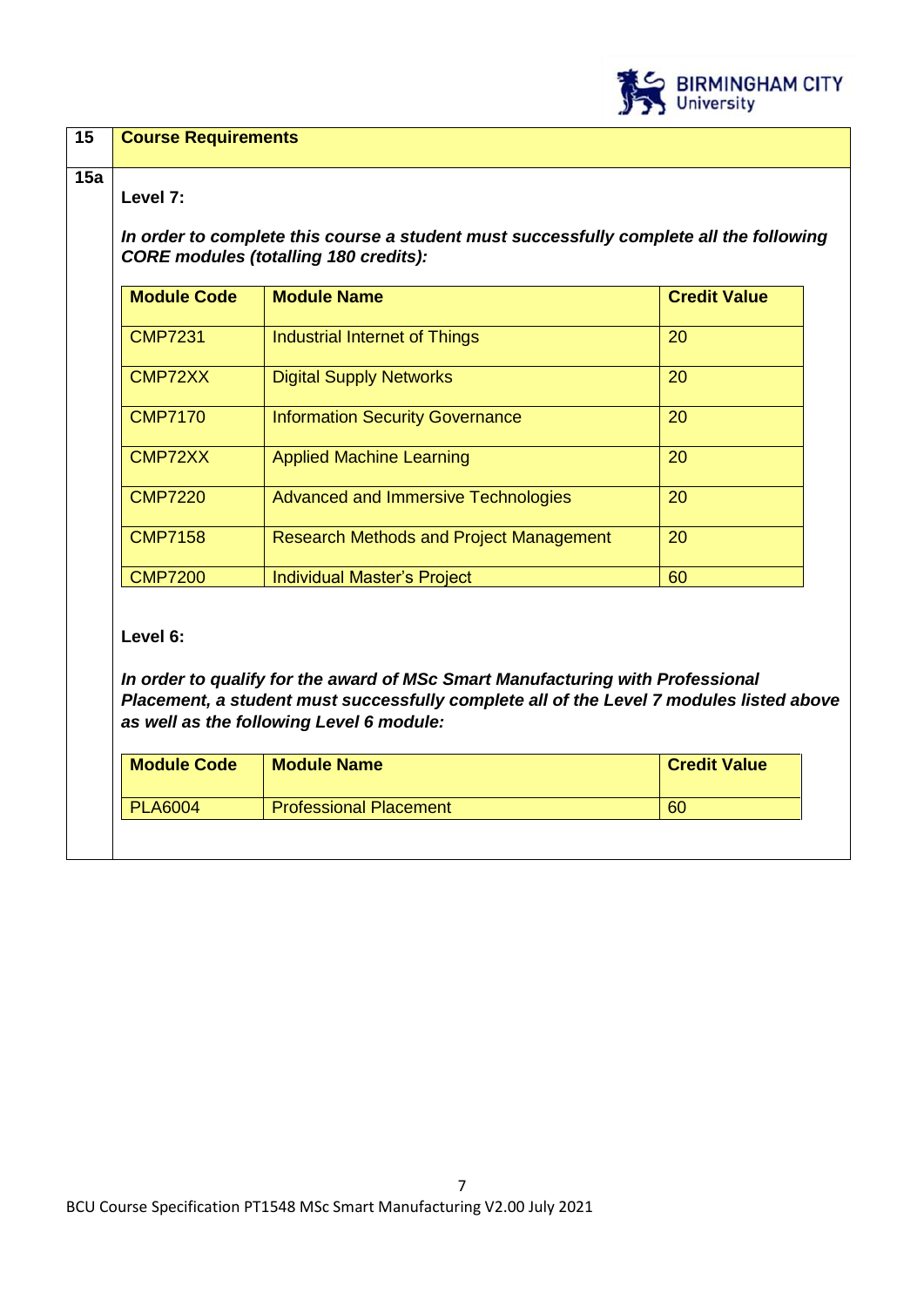| 15 | Course Requirements |
|---|---|

**15a**

**Level 7:**

***In order to complete this course a student must successfully complete all the following CORE modules (totalling 180 credits):***

| Module Code | Module Name | Credit Value |
|---|---|---|
| CMP7231 | Industrial Internet of Things | 20 |
| CMP72XX | Digital Supply Networks | 20 |
| CMP7170 | Information Security Governance | 20 |
| CMP72XX | Applied Machine Learning | 20 |
| CMP7220 | Advanced and Immersive Technologies | 20 |
| CMP7158 | Research Methods and Project Management | 20 |
| CMP7200 | Individual Master's Project | 60 |

**Level 6:**

***In order to qualify for the award of MSc Smart Manufacturing with Professional Placement, a student must successfully complete all of the Level 7 modules listed above as well as the following Level 6 module:***

| Module Code | Module Name | Credit Value |
|---|---|---|
| PLA6004 | Professional Placement | 60 |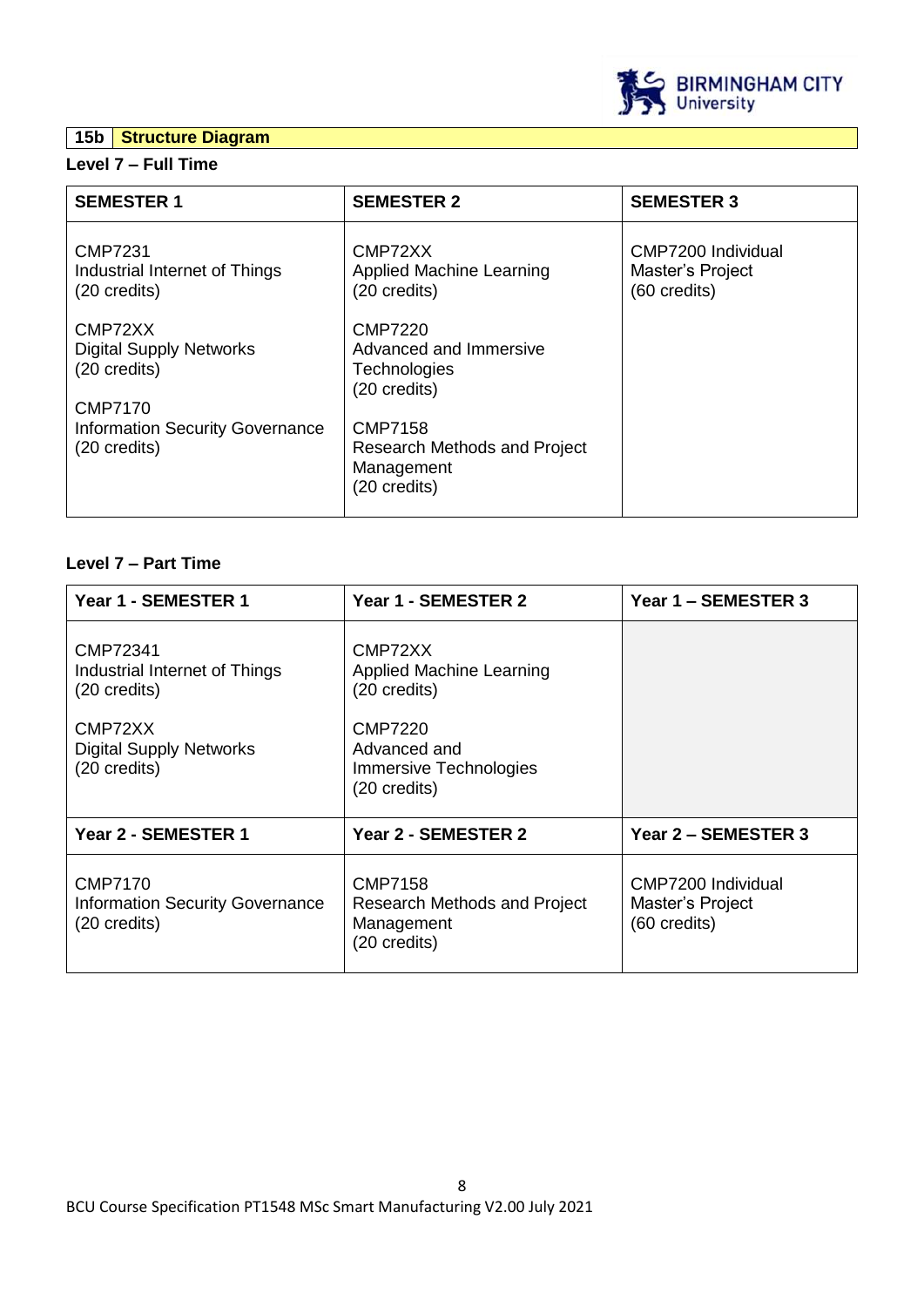| 15b | Structure Diagram |
|---|---|

**Level 7 – Full Time**

| SEMESTER 1 | SEMESTER 2 | SEMESTER 3 |
|---|---|---|
| CMP7231<br>Industrial Internet of Things<br>(20 credits)<br><br>CMP72XX<br>Digital Supply Networks<br>(20 credits)<br><br>CMP7170<br>Information Security Governance<br>(20 credits) | CMP72XX<br>Applied Machine Learning<br>(20 credits)<br><br>CMP7220<br>Advanced and Immersive Technologies<br>(20 credits)<br><br>CMP7158<br>Research Methods and Project Management<br>(20 credits) | CMP7200 Individual Master's Project<br>(60 credits) |

**Level 7 – Part Time**

| Year 1 - SEMESTER 1 | Year 1 - SEMESTER 2 | Year 1 – SEMESTER 3 |
|---|---|---|
| CMP72341<br>Industrial Internet of Things<br>(20 credits)<br><br>CMP72XX<br>Digital Supply Networks<br>(20 credits) | CMP72XX<br>Applied Machine Learning<br>(20 credits)<br><br>CMP7220<br>Advanced and Immersive Technologies<br>(20 credits) | |
| **Year 2 - SEMESTER 1** | **Year 2 - SEMESTER 2** | **Year 2 – SEMESTER 3** |
| CMP7170<br>Information Security Governance<br>(20 credits) | CMP7158<br>Research Methods and Project Management<br>(20 credits) | CMP7200 Individual Master's Project<br>(60 credits) |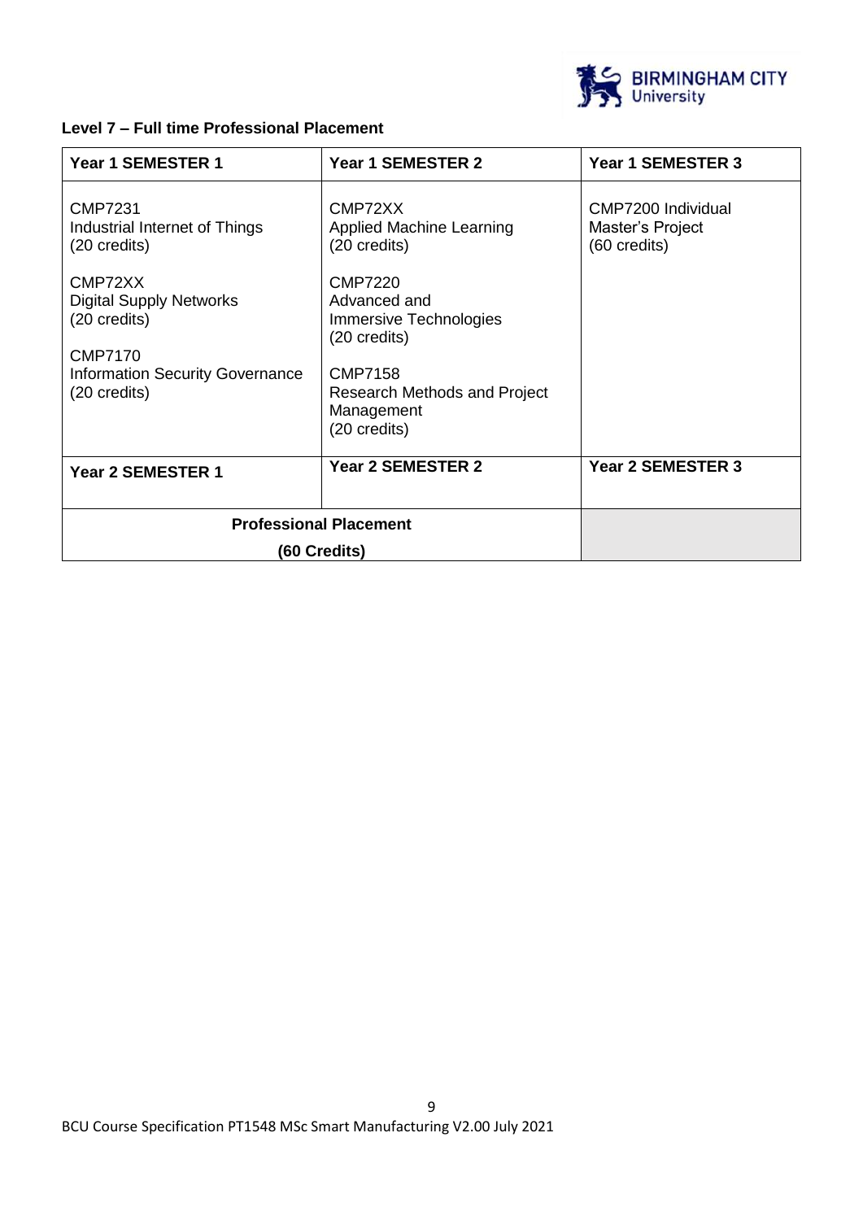**Level 7 – Full time Professional Placement**

| Year 1 SEMESTER 1 | Year 1 SEMESTER 2 | Year 1 SEMESTER 3 |
|---|---|---|
| CMP7231<br>Industrial Internet of Things<br>(20 credits)<br><br>CMP72XX<br>Digital Supply Networks<br>(20 credits)<br><br>CMP7170<br>Information Security Governance<br>(20 credits) | CMP72XX<br>Applied Machine Learning<br>(20 credits)<br><br>CMP7220<br>Advanced and Immersive Technologies<br>(20 credits)<br><br>CMP7158<br>Research Methods and Project Management<br>(20 credits) | CMP7200 Individual Master's Project<br>(60 credits) |
| **Year 2 SEMESTER 1** | **Year 2 SEMESTER 2** | **Year 2 SEMESTER 3** |
| **Professional Placement (60 Credits)** | | |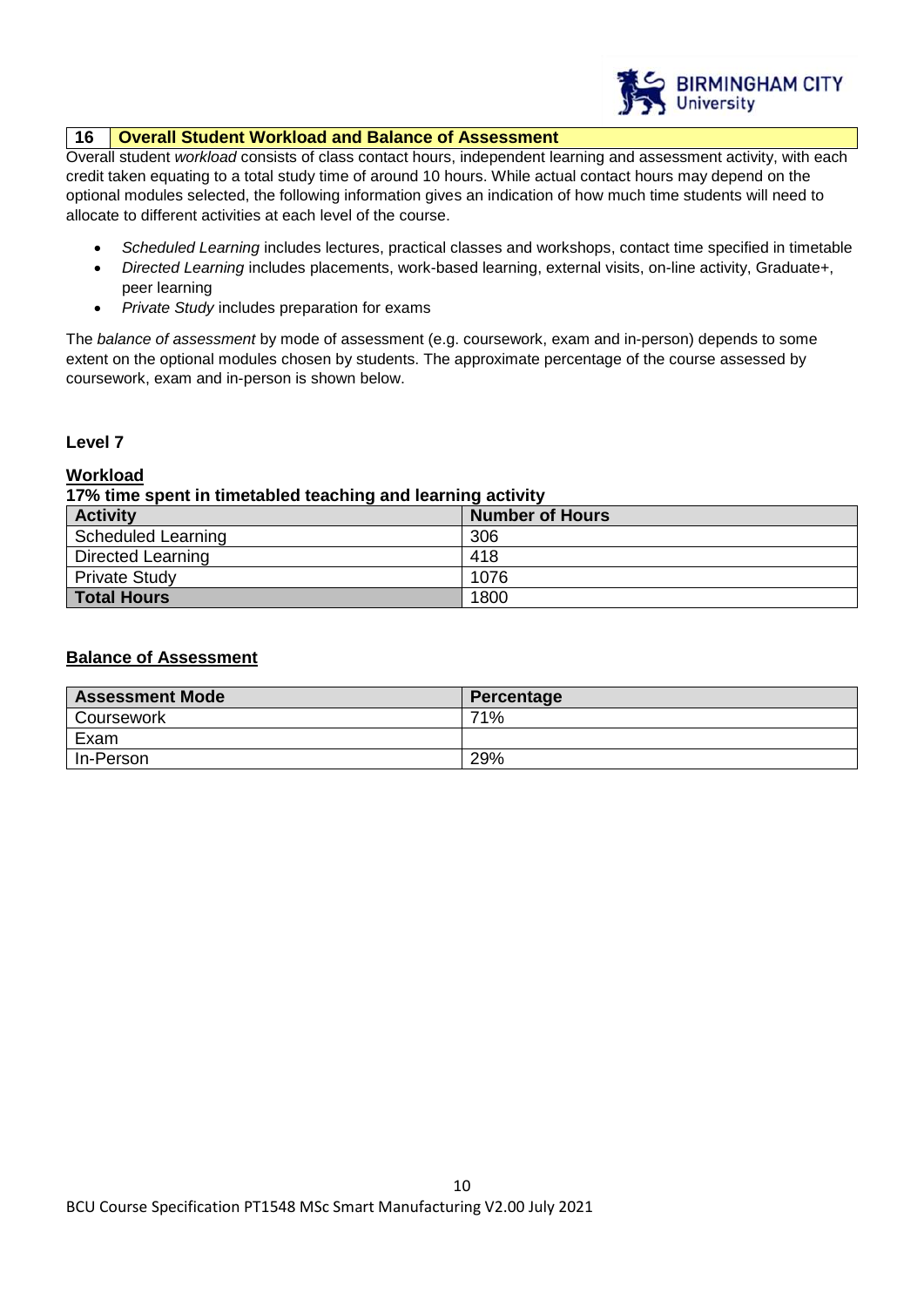## 16 Overall Student Workload and Balance of Assessment

Overall student *workload* consists of class contact hours, independent learning and assessment activity, with each credit taken equating to a total study time of around 10 hours. While actual contact hours may depend on the optional modules selected, the following information gives an indication of how much time students will need to allocate to different activities at each level of the course.

- *Scheduled Learning* includes lectures, practical classes and workshops, contact time specified in timetable
- *Directed Learning* includes placements, work-based learning, external visits, on-line activity, Graduate+, peer learning
- *Private Study* includes preparation for exams

The *balance of assessment* by mode of assessment (e.g. coursework, exam and in-person) depends to some extent on the optional modules chosen by students. The approximate percentage of the course assessed by coursework, exam and in-person is shown below.

### Level 7

**Workload**

**17% time spent in timetabled teaching and learning activity**

| Activity | Number of Hours |
|---|---|
| Scheduled Learning | 306 |
| Directed Learning | 418 |
| Private Study | 1076 |
| **Total Hours** | 1800 |

**Balance of Assessment**

| Assessment Mode | Percentage |
|---|---|
| Coursework | 71% |
| Exam | |
| In-Person | 29% |